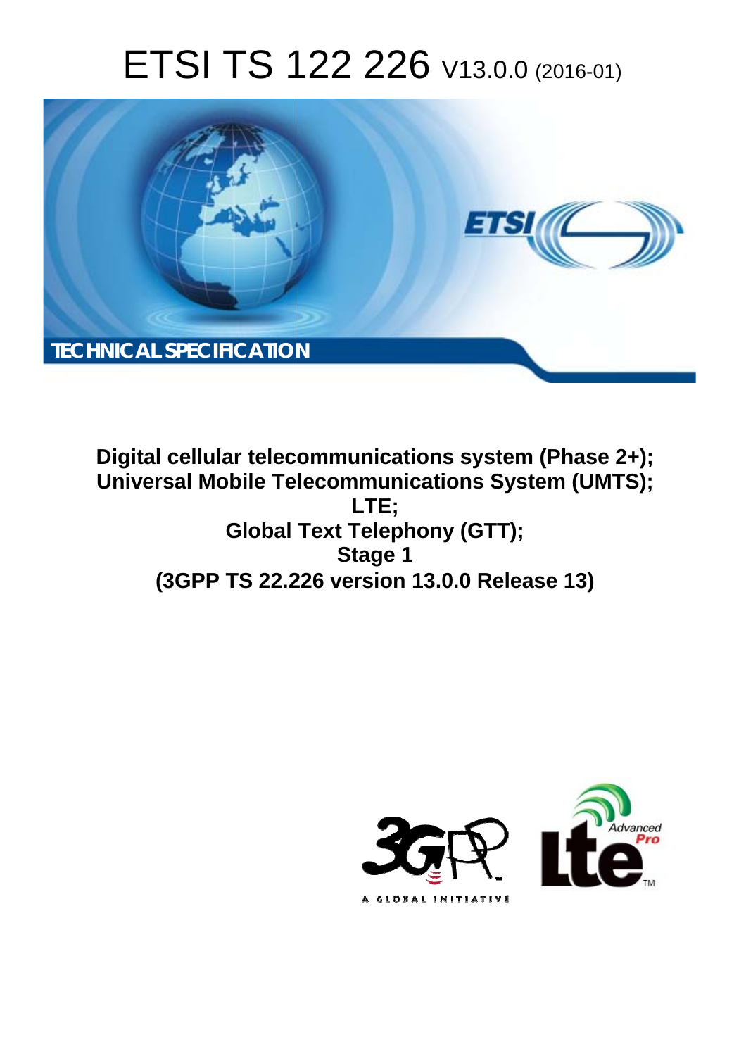# ETSI TS 122 226 V13.0.0 (2016-01)

**TECHNICAL SPECIFICATION**

**Digital cellular telecommunications system (Phase 2+); Universal Mobile Telecommunications System (UMTS); LTE; Global Text Telephony (GTT); Stage 1 (3GPP TS 22.226 version 13.0.0 Release 13)**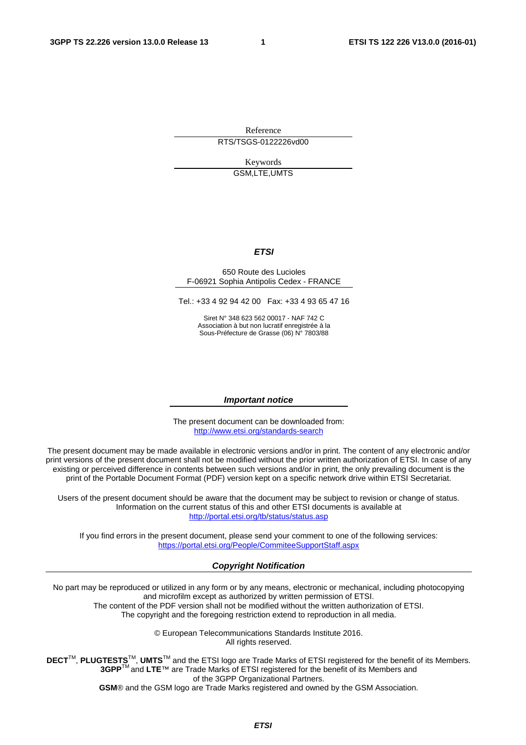Reference

RTS/TSGS-0122226vd00

Keywords

GSM,LTE,UMTS

***ETSI***

650 Route des Lucioles
F-06921 Sophia Antipolis Cedex - FRANCE

Tel.: +33 4 92 94 42 00   Fax: +33 4 93 65 47 16

Siret N° 348 623 562 00017 - NAF 742 C
Association à but non lucratif enregistrée à la
Sous-Préfecture de Grasse (06) N° 7803/88

***Important notice***

The present document can be downloaded from:
http://www.etsi.org/standards-search

The present document may be made available in electronic versions and/or in print. The content of any electronic and/or print versions of the present document shall not be modified without the prior written authorization of ETSI. In case of any existing or perceived difference in contents between such versions and/or in print, the only prevailing document is the print of the Portable Document Format (PDF) version kept on a specific network drive within ETSI Secretariat.

Users of the present document should be aware that the document may be subject to revision or change of status. Information on the current status of this and other ETSI documents is available at
http://portal.etsi.org/tb/status/status.asp

If you find errors in the present document, please send your comment to one of the following services:
https://portal.etsi.org/People/CommiteeSupportStaff.aspx

***Copyright Notification***

No part may be reproduced or utilized in any form or by any means, electronic or mechanical, including photocopying and microfilm except as authorized by written permission of ETSI.
The content of the PDF version shall not be modified without the written authorization of ETSI.
The copyright and the foregoing restriction extend to reproduction in all media.

© European Telecommunications Standards Institute 2016.
All rights reserved.

**DECT**™, **PLUGTESTS**™, **UMTS**™ and the ETSI logo are Trade Marks of ETSI registered for the benefit of its Members.
**3GPP**™ and **LTE**™ are Trade Marks of ETSI registered for the benefit of its Members and of the 3GPP Organizational Partners.
**GSM**® and the GSM logo are Trade Marks registered and owned by the GSM Association.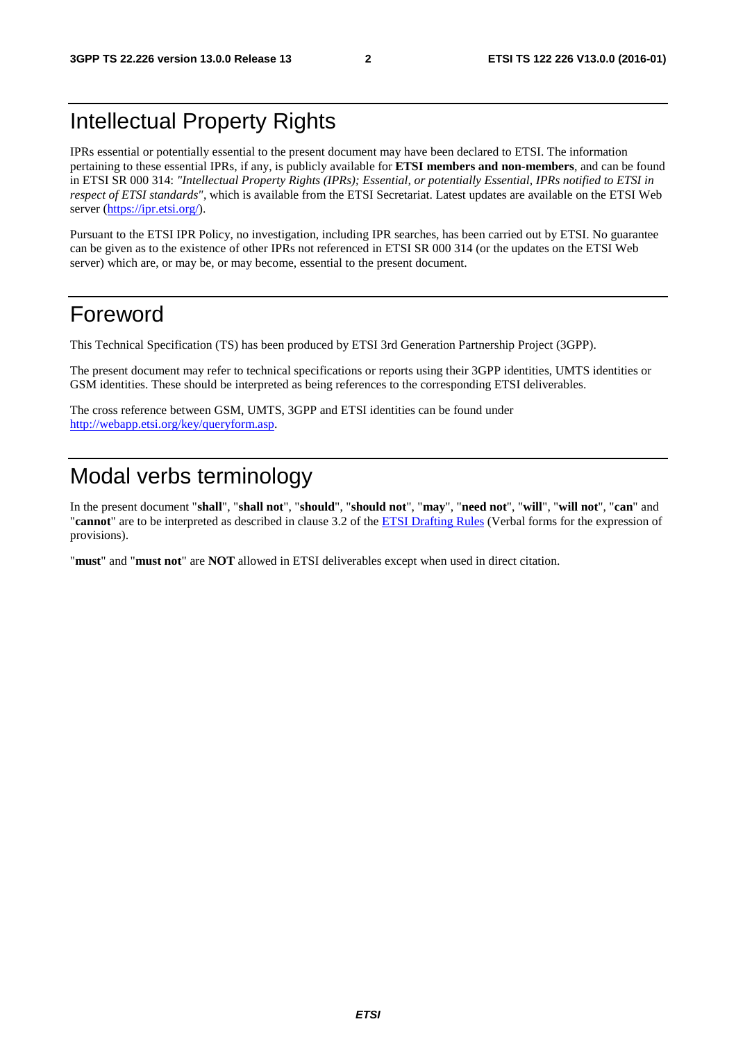# Intellectual Property Rights

IPRs essential or potentially essential to the present document may have been declared to ETSI. The information pertaining to these essential IPRs, if any, is publicly available for **ETSI members and non-members**, and can be found in ETSI SR 000 314: *"Intellectual Property Rights (IPRs); Essential, or potentially Essential, IPRs notified to ETSI in respect of ETSI standards"*, which is available from the ETSI Secretariat. Latest updates are available on the ETSI Web server (https://ipr.etsi.org/).

Pursuant to the ETSI IPR Policy, no investigation, including IPR searches, has been carried out by ETSI. No guarantee can be given as to the existence of other IPRs not referenced in ETSI SR 000 314 (or the updates on the ETSI Web server) which are, or may be, or may become, essential to the present document.

# Foreword

This Technical Specification (TS) has been produced by ETSI 3rd Generation Partnership Project (3GPP).

The present document may refer to technical specifications or reports using their 3GPP identities, UMTS identities or GSM identities. These should be interpreted as being references to the corresponding ETSI deliverables.

The cross reference between GSM, UMTS, 3GPP and ETSI identities can be found under http://webapp.etsi.org/key/queryform.asp.

# Modal verbs terminology

In the present document "**shall**", "**shall not**", "**should**", "**should not**", "**may**", "**need not**", "**will**", "**will not**", "**can**" and "**cannot**" are to be interpreted as described in clause 3.2 of the ETSI Drafting Rules (Verbal forms for the expression of provisions).

"**must**" and "**must not**" are **NOT** allowed in ETSI deliverables except when used in direct citation.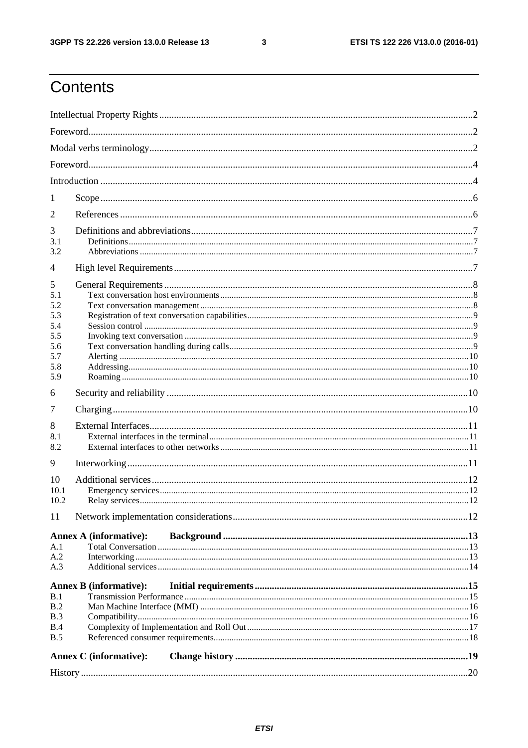# Contents

Intellectual Property Rights ..... 2

Foreword ..... 2

Modal verbs terminology ..... 2

Foreword ..... 4

Introduction ..... 4

1 Scope ..... 6

2 References ..... 6

3 Definitions and abbreviations ..... 7

- 3.1 Definitions ..... 7
- 3.2 Abbreviations ..... 7

4 High level Requirements ..... 7

5 General Requirements ..... 8

- 5.1 Text conversation host environments ..... 8
- 5.2 Text conversation management ..... 8
- 5.3 Registration of text conversation capabilities ..... 9
- 5.4 Session control ..... 9
- 5.5 Invoking text conversation ..... 9
- 5.6 Text conversation handling during calls ..... 9
- 5.7 Alerting ..... 10
- 5.8 Addressing ..... 10
- 5.9 Roaming ..... 10

6 Security and reliability ..... 10

7 Charging ..... 10

8 External Interfaces ..... 11

- 8.1 External interfaces in the terminal ..... 11
- 8.2 External interfaces to other networks ..... 11

9 Interworking ..... 11

10 Additional services ..... 12

- 10.1 Emergency services ..... 12
- 10.2 Relay services ..... 12

11 Network implementation considerations ..... 12

**Annex A (informative): Background ..... 13**

- A.1 Total Conversation ..... 13
- A.2 Interworking ..... 13
- A.3 Additional services ..... 14

**Annex B (informative): Initial requirements ..... 15**

- B.1 Transmission Performance ..... 15
- B.2 Man Machine Interface (MMI) ..... 16
- B.3 Compatibility ..... 16
- B.4 Complexity of Implementation and Roll Out ..... 17
- B.5 Referenced consumer requirements ..... 18

**Annex C (informative): Change history ..... 19**

History ..... 20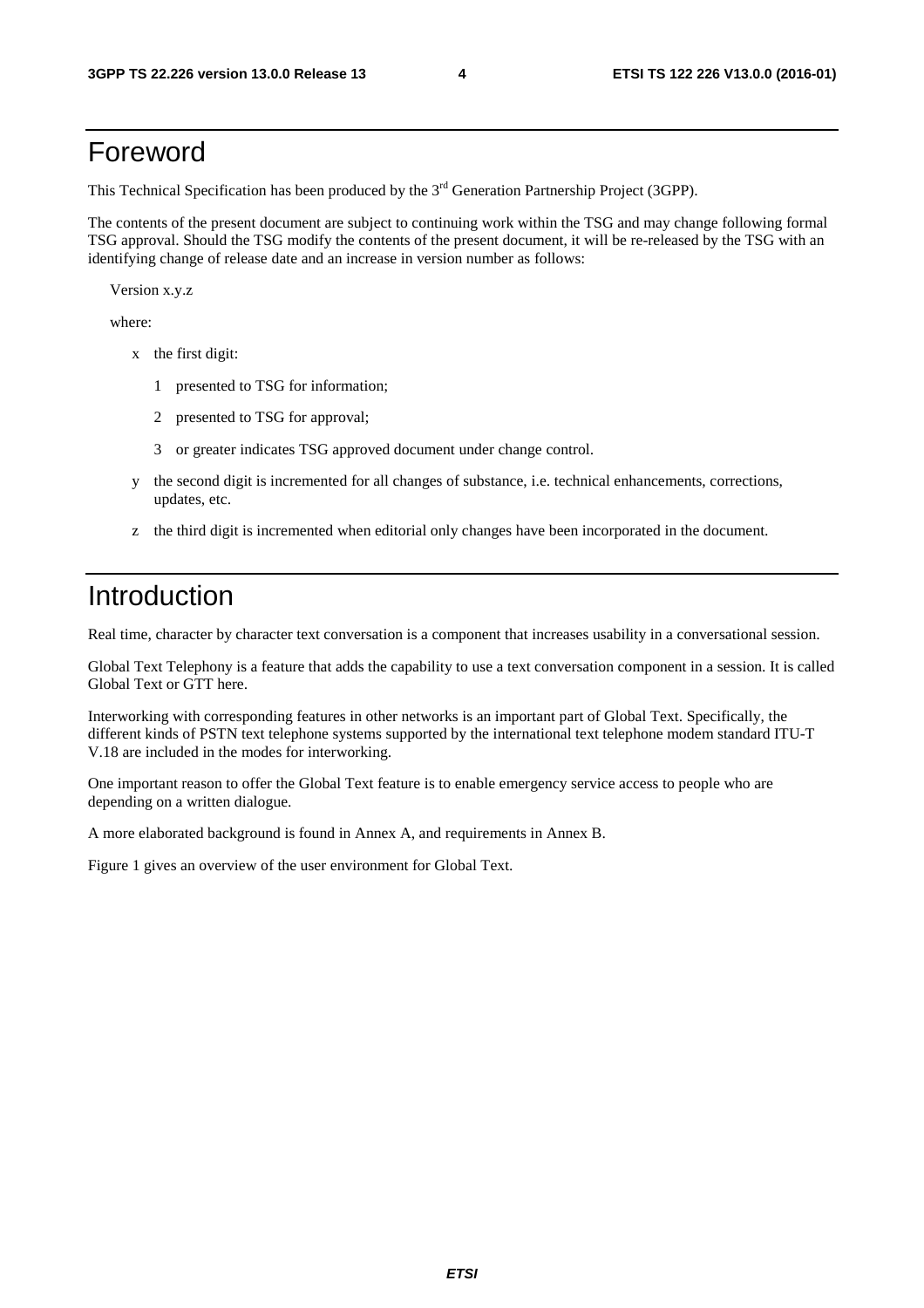# Foreword

This Technical Specification has been produced by the 3rd Generation Partnership Project (3GPP).

The contents of the present document are subject to continuing work within the TSG and may change following formal TSG approval. Should the TSG modify the contents of the present document, it will be re-released by the TSG with an identifying change of release date and an increase in version number as follows:

Version x.y.z

where:

- x the first digit:
  - 1 presented to TSG for information;
  - 2 presented to TSG for approval;
  - 3 or greater indicates TSG approved document under change control.
- y the second digit is incremented for all changes of substance, i.e. technical enhancements, corrections, updates, etc.
- z the third digit is incremented when editorial only changes have been incorporated in the document.

# Introduction

Real time, character by character text conversation is a component that increases usability in a conversational session.

Global Text Telephony is a feature that adds the capability to use a text conversation component in a session. It is called Global Text or GTT here.

Interworking with corresponding features in other networks is an important part of Global Text. Specifically, the different kinds of PSTN text telephone systems supported by the international text telephone modem standard ITU-T V.18 are included in the modes for interworking.

One important reason to offer the Global Text feature is to enable emergency service access to people who are depending on a written dialogue.

A more elaborated background is found in Annex A, and requirements in Annex B.

Figure 1 gives an overview of the user environment for Global Text.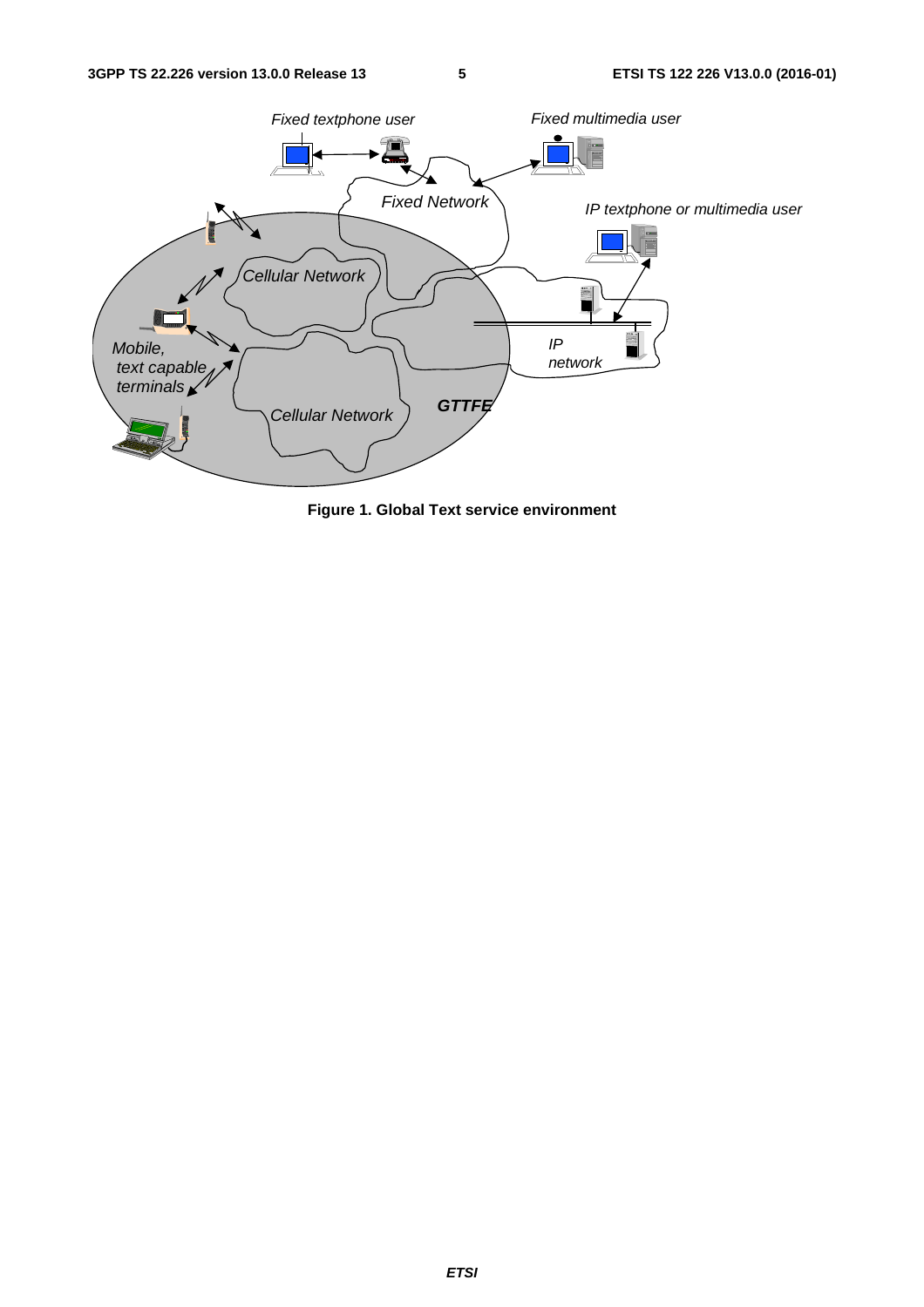Figure 1. Global Text service environment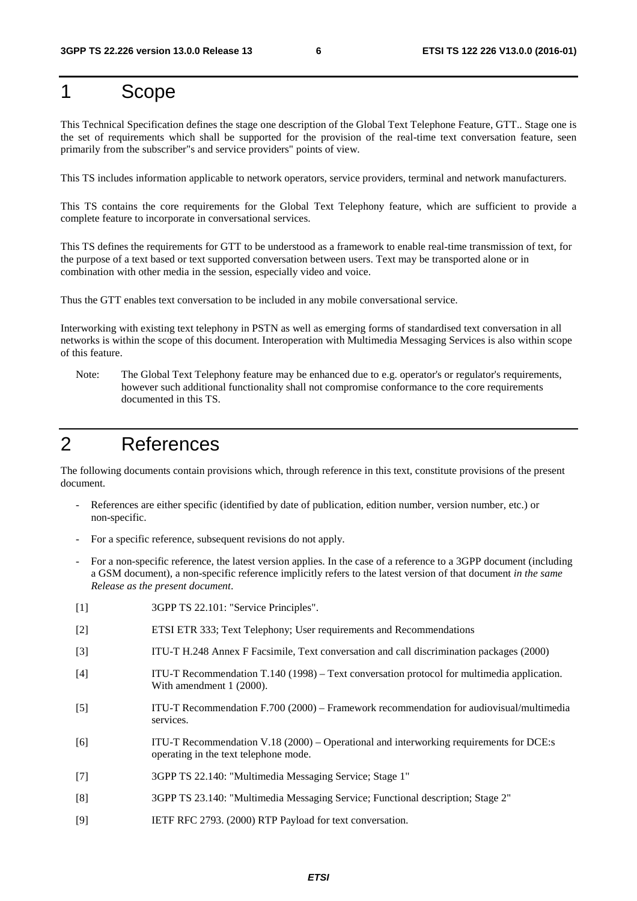# 1 Scope

This Technical Specification defines the stage one description of the Global Text Telephone Feature, GTT.. Stage one is the set of requirements which shall be supported for the provision of the real-time text conversation feature, seen primarily from the subscriber"s and service providers" points of view.

This TS includes information applicable to network operators, service providers, terminal and network manufacturers.

This TS contains the core requirements for the Global Text Telephony feature, which are sufficient to provide a complete feature to incorporate in conversational services.

This TS defines the requirements for GTT to be understood as a framework to enable real-time transmission of text, for the purpose of a text based or text supported conversation between users. Text may be transported alone or in combination with other media in the session, especially video and voice.

Thus the GTT enables text conversation to be included in any mobile conversational service.

Interworking with existing text telephony in PSTN as well as emerging forms of standardised text conversation in all networks is within the scope of this document. Interoperation with Multimedia Messaging Services is also within scope of this feature.

Note: The Global Text Telephony feature may be enhanced due to e.g. operator's or regulator's requirements, however such additional functionality shall not compromise conformance to the core requirements documented in this TS.

# 2 References

The following documents contain provisions which, through reference in this text, constitute provisions of the present document.

- References are either specific (identified by date of publication, edition number, version number, etc.) or non-specific.
- For a specific reference, subsequent revisions do not apply.
- For a non-specific reference, the latest version applies. In the case of a reference to a 3GPP document (including a GSM document), a non-specific reference implicitly refers to the latest version of that document *in the same Release as the present document*.

[1] 3GPP TS 22.101: "Service Principles".

[2] ETSI ETR 333; Text Telephony; User requirements and Recommendations

[3] ITU-T H.248 Annex F Facsimile, Text conversation and call discrimination packages (2000)

[4] ITU-T Recommendation T.140 (1998) – Text conversation protocol for multimedia application. With amendment 1 (2000).

[5] ITU-T Recommendation F.700 (2000) – Framework recommendation for audiovisual/multimedia services.

[6] ITU-T Recommendation V.18 (2000) – Operational and interworking requirements for DCE:s operating in the text telephone mode.

[7] 3GPP TS 22.140: "Multimedia Messaging Service; Stage 1"

[8] 3GPP TS 23.140: "Multimedia Messaging Service; Functional description; Stage 2"

[9] IETF RFC 2793. (2000) RTP Payload for text conversation.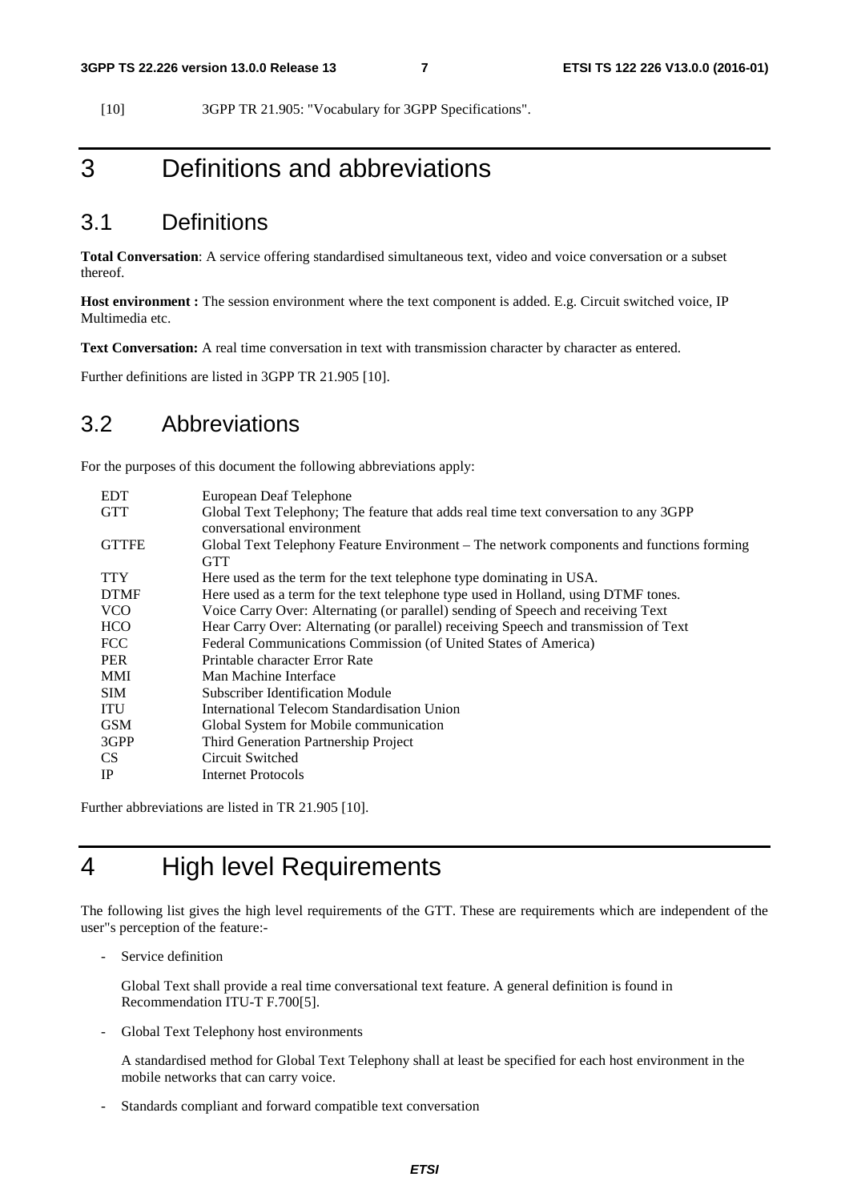[10] 3GPP TR 21.905: "Vocabulary for 3GPP Specifications".

# 3 Definitions and abbreviations

## 3.1 Definitions

**Total Conversation**: A service offering standardised simultaneous text, video and voice conversation or a subset thereof.

**Host environment :** The session environment where the text component is added. E.g. Circuit switched voice, IP Multimedia etc.

**Text Conversation:** A real time conversation in text with transmission character by character as entered.

Further definitions are listed in 3GPP TR 21.905 [10].

## 3.2 Abbreviations

For the purposes of this document the following abbreviations apply:

| | |
|---|---|
| EDT | European Deaf Telephone |
| GTT | Global Text Telephony; The feature that adds real time text conversation to any 3GPP conversational environment |
| GTTFE | Global Text Telephony Feature Environment – The network components and functions forming GTT |
| TTY | Here used as the term for the text telephone type dominating in USA. |
| DTMF | Here used as a term for the text telephone type used in Holland, using DTMF tones. |
| VCO | Voice Carry Over: Alternating (or parallel) sending of Speech and receiving Text |
| HCO | Hear Carry Over: Alternating (or parallel) receiving Speech and transmission of Text |
| FCC | Federal Communications Commission (of United States of America) |
| PER | Printable character Error Rate |
| MMI | Man Machine Interface |
| SIM | Subscriber Identification Module |
| ITU | International Telecom Standardisation Union |
| GSM | Global System for Mobile communication |
| 3GPP | Third Generation Partnership Project |
| CS | Circuit Switched |
| IP | Internet Protocols |

Further abbreviations are listed in TR 21.905 [10].

# 4 High level Requirements

The following list gives the high level requirements of the GTT. These are requirements which are independent of the user"s perception of the feature:-

- Service definition

  Global Text shall provide a real time conversational text feature. A general definition is found in Recommendation ITU-T F.700[5].

- Global Text Telephony host environments

  A standardised method for Global Text Telephony shall at least be specified for each host environment in the mobile networks that can carry voice.

- Standards compliant and forward compatible text conversation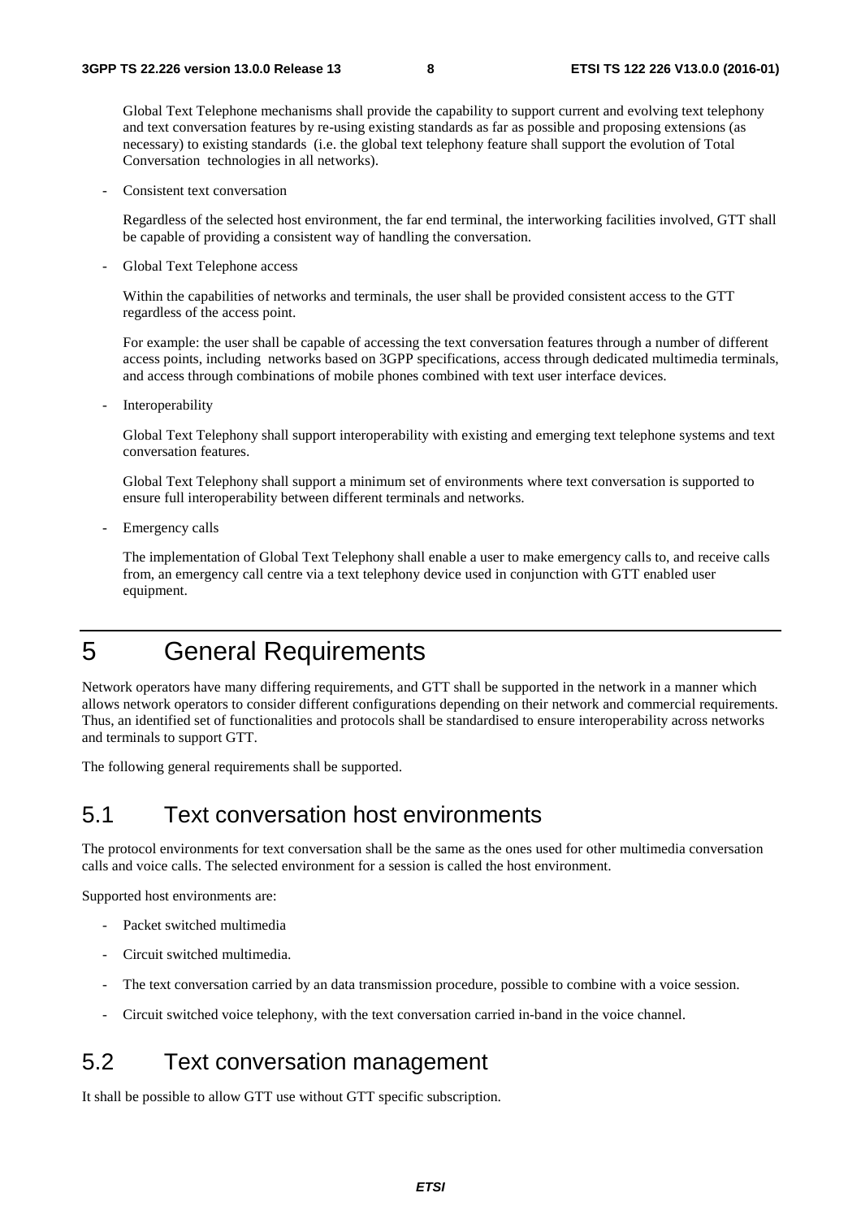Global Text Telephone mechanisms shall provide the capability to support current and evolving text telephony and text conversation features by re-using existing standards as far as possible and proposing extensions (as necessary) to existing standards (i.e. the global text telephony feature shall support the evolution of Total Conversation technologies in all networks).

- Consistent text conversation

  Regardless of the selected host environment, the far end terminal, the interworking facilities involved, GTT shall be capable of providing a consistent way of handling the conversation.

- Global Text Telephone access

  Within the capabilities of networks and terminals, the user shall be provided consistent access to the GTT regardless of the access point.

  For example: the user shall be capable of accessing the text conversation features through a number of different access points, including networks based on 3GPP specifications, access through dedicated multimedia terminals, and access through combinations of mobile phones combined with text user interface devices.

- Interoperability

  Global Text Telephony shall support interoperability with existing and emerging text telephone systems and text conversation features.

  Global Text Telephony shall support a minimum set of environments where text conversation is supported to ensure full interoperability between different terminals and networks.

- Emergency calls

  The implementation of Global Text Telephony shall enable a user to make emergency calls to, and receive calls from, an emergency call centre via a text telephony device used in conjunction with GTT enabled user equipment.

# 5 General Requirements

Network operators have many differing requirements, and GTT shall be supported in the network in a manner which allows network operators to consider different configurations depending on their network and commercial requirements. Thus, an identified set of functionalities and protocols shall be standardised to ensure interoperability across networks and terminals to support GTT.

The following general requirements shall be supported.

## 5.1 Text conversation host environments

The protocol environments for text conversation shall be the same as the ones used for other multimedia conversation calls and voice calls. The selected environment for a session is called the host environment.

Supported host environments are:

- Packet switched multimedia
- Circuit switched multimedia.
- The text conversation carried by an data transmission procedure, possible to combine with a voice session.
- Circuit switched voice telephony, with the text conversation carried in-band in the voice channel.

## 5.2 Text conversation management

It shall be possible to allow GTT use without GTT specific subscription.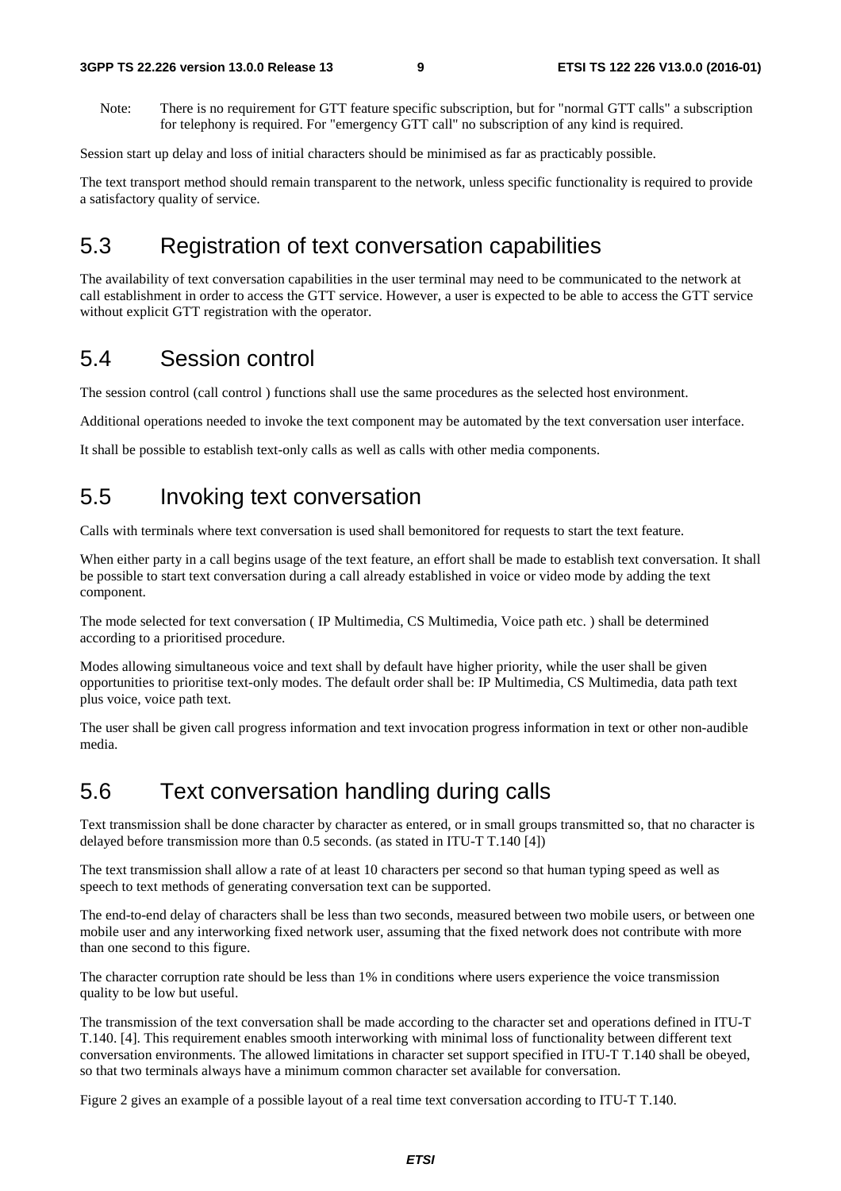Note: There is no requirement for GTT feature specific subscription, but for "normal GTT calls" a subscription for telephony is required. For "emergency GTT call" no subscription of any kind is required.

Session start up delay and loss of initial characters should be minimised as far as practicably possible.

The text transport method should remain transparent to the network, unless specific functionality is required to provide a satisfactory quality of service.

## 5.3 Registration of text conversation capabilities

The availability of text conversation capabilities in the user terminal may need to be communicated to the network at call establishment in order to access the GTT service. However, a user is expected to be able to access the GTT service without explicit GTT registration with the operator.

## 5.4 Session control

The session control (call control ) functions shall use the same procedures as the selected host environment.

Additional operations needed to invoke the text component may be automated by the text conversation user interface.

It shall be possible to establish text-only calls as well as calls with other media components.

## 5.5 Invoking text conversation

Calls with terminals where text conversation is used shall bemonitored for requests to start the text feature.

When either party in a call begins usage of the text feature, an effort shall be made to establish text conversation. It shall be possible to start text conversation during a call already established in voice or video mode by adding the text component.

The mode selected for text conversation ( IP Multimedia, CS Multimedia, Voice path etc. ) shall be determined according to a prioritised procedure.

Modes allowing simultaneous voice and text shall by default have higher priority, while the user shall be given opportunities to prioritise text-only modes. The default order shall be: IP Multimedia, CS Multimedia, data path text plus voice, voice path text.

The user shall be given call progress information and text invocation progress information in text or other non-audible media.

## 5.6 Text conversation handling during calls

Text transmission shall be done character by character as entered, or in small groups transmitted so, that no character is delayed before transmission more than 0.5 seconds. (as stated in ITU-T T.140 [4])

The text transmission shall allow a rate of at least 10 characters per second so that human typing speed as well as speech to text methods of generating conversation text can be supported.

The end-to-end delay of characters shall be less than two seconds, measured between two mobile users, or between one mobile user and any interworking fixed network user, assuming that the fixed network does not contribute with more than one second to this figure.

The character corruption rate should be less than 1% in conditions where users experience the voice transmission quality to be low but useful.

The transmission of the text conversation shall be made according to the character set and operations defined in ITU-T T.140. [4]. This requirement enables smooth interworking with minimal loss of functionality between different text conversation environments. The allowed limitations in character set support specified in ITU-T T.140 shall be obeyed, so that two terminals always have a minimum common character set available for conversation.

Figure 2 gives an example of a possible layout of a real time text conversation according to ITU-T T.140.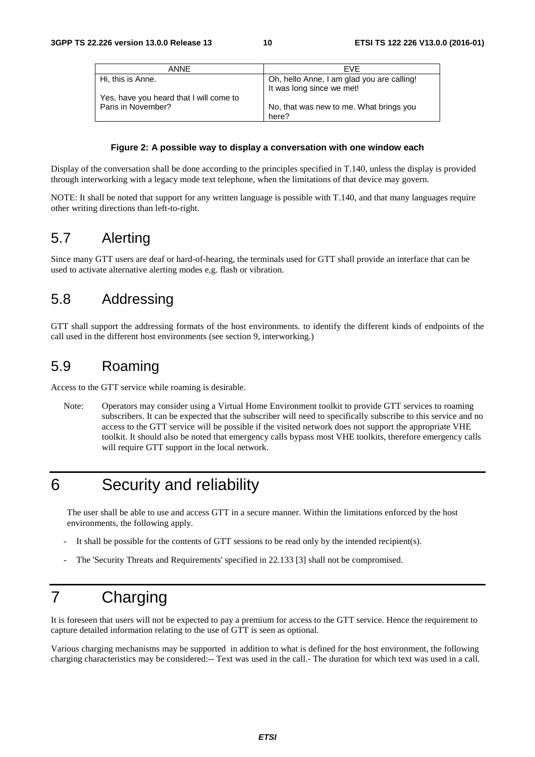| ANNE | EVE |
| --- | --- |
| Hi, this is Anne.<br><br>Yes, have you heard that I will come to Paris in November? | Oh, hello Anne, I am glad you are calling! It was long since we met!<br><br>No, that was new to me. What brings you here? |

**Figure 2: A possible way to display a conversation with one window each**

Display of the conversation shall be done according to the principles specified in T.140, unless the display is provided through interworking with a legacy mode text telephone, when the limitations of that device may govern.

NOTE: It shall be noted that support for any written language is possible with T.140, and that many languages require other writing directions than left-to-right.

## 5.7 Alerting

Since many GTT users are deaf or hard-of-hearing, the terminals used for GTT shall provide an interface that can be used to activate alternative alerting modes e.g. flash or vibration.

## 5.8 Addressing

GTT shall support the addressing formats of the host environments. to identify the different kinds of endpoints of the call used in the different host environments (see section 9, interworking.)

## 5.9 Roaming

Access to the GTT service while roaming is desirable.

Note: Operators may consider using a Virtual Home Environment toolkit to provide GTT services to roaming subscribers. It can be expected that the subscriber will need to specifically subscribe to this service and no access to the GTT service will be possible if the visited network does not support the appropriate VHE toolkit. It should also be noted that emergency calls bypass most VHE toolkits, therefore emergency calls will require GTT support in the local network.

# 6 Security and reliability

The user shall be able to use and access GTT in a secure manner. Within the limitations enforced by the host environments, the following apply.

- It shall be possible for the contents of GTT sessions to be read only by the intended recipient(s).
- The 'Security Threats and Requirements' specified in 22.133 [3] shall not be compromised.

# 7 Charging

It is foreseen that users will not be expected to pay a premium for access to the GTT service. Hence the requirement to capture detailed information relating to the use of GTT is seen as optional.

Various charging mechanisms may be supported in addition to what is defined for the host environment, the following charging characteristics may be considered:-- Text was used in the call.- The duration for which text was used in a call.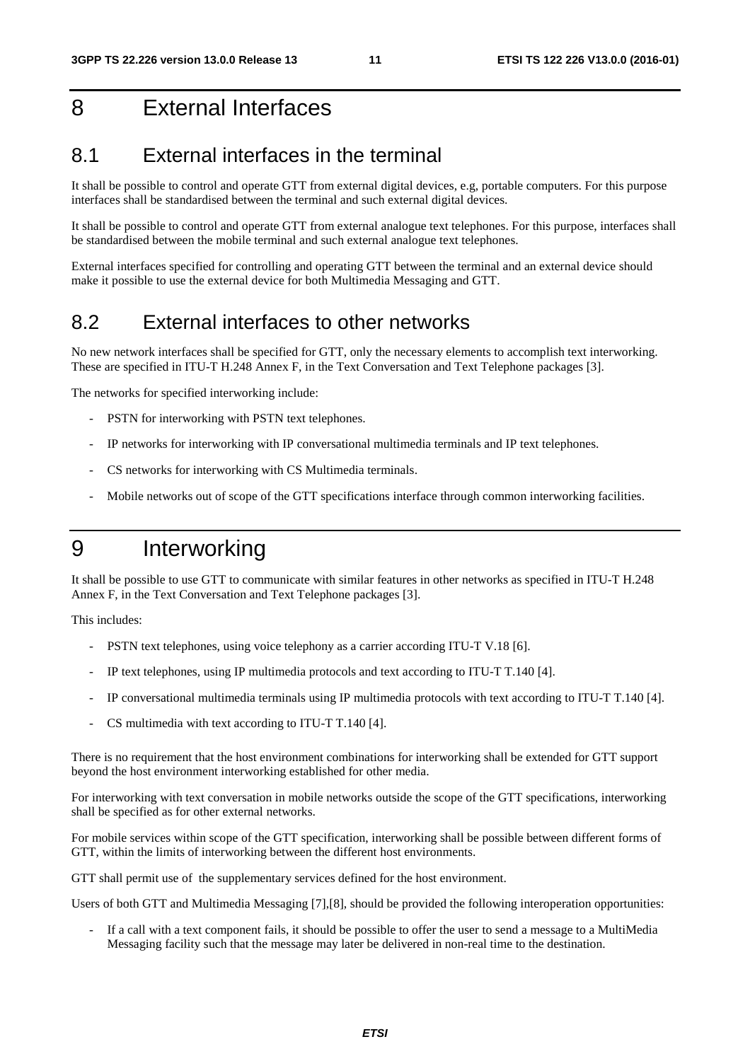# 8 External Interfaces

## 8.1 External interfaces in the terminal

It shall be possible to control and operate GTT from external digital devices, e.g, portable computers. For this purpose interfaces shall be standardised between the terminal and such external digital devices.

It shall be possible to control and operate GTT from external analogue text telephones. For this purpose, interfaces shall be standardised between the mobile terminal and such external analogue text telephones.

External interfaces specified for controlling and operating GTT between the terminal and an external device should make it possible to use the external device for both Multimedia Messaging and GTT.

## 8.2 External interfaces to other networks

No new network interfaces shall be specified for GTT, only the necessary elements to accomplish text interworking. These are specified in ITU-T H.248 Annex F, in the Text Conversation and Text Telephone packages [3].

The networks for specified interworking include:

- PSTN for interworking with PSTN text telephones.
- IP networks for interworking with IP conversational multimedia terminals and IP text telephones.
- CS networks for interworking with CS Multimedia terminals.
- Mobile networks out of scope of the GTT specifications interface through common interworking facilities.

# 9 Interworking

It shall be possible to use GTT to communicate with similar features in other networks as specified in ITU-T H.248 Annex F, in the Text Conversation and Text Telephone packages [3].

This includes:

- PSTN text telephones, using voice telephony as a carrier according ITU-T V.18 [6].
- IP text telephones, using IP multimedia protocols and text according to ITU-T T.140 [4].
- IP conversational multimedia terminals using IP multimedia protocols with text according to ITU-T T.140 [4].
- CS multimedia with text according to ITU-T T.140 [4].

There is no requirement that the host environment combinations for interworking shall be extended for GTT support beyond the host environment interworking established for other media.

For interworking with text conversation in mobile networks outside the scope of the GTT specifications, interworking shall be specified as for other external networks.

For mobile services within scope of the GTT specification, interworking shall be possible between different forms of GTT, within the limits of interworking between the different host environments.

GTT shall permit use of the supplementary services defined for the host environment.

Users of both GTT and Multimedia Messaging [7],[8], should be provided the following interoperation opportunities:

- If a call with a text component fails, it should be possible to offer the user to send a message to a MultiMedia Messaging facility such that the message may later be delivered in non-real time to the destination.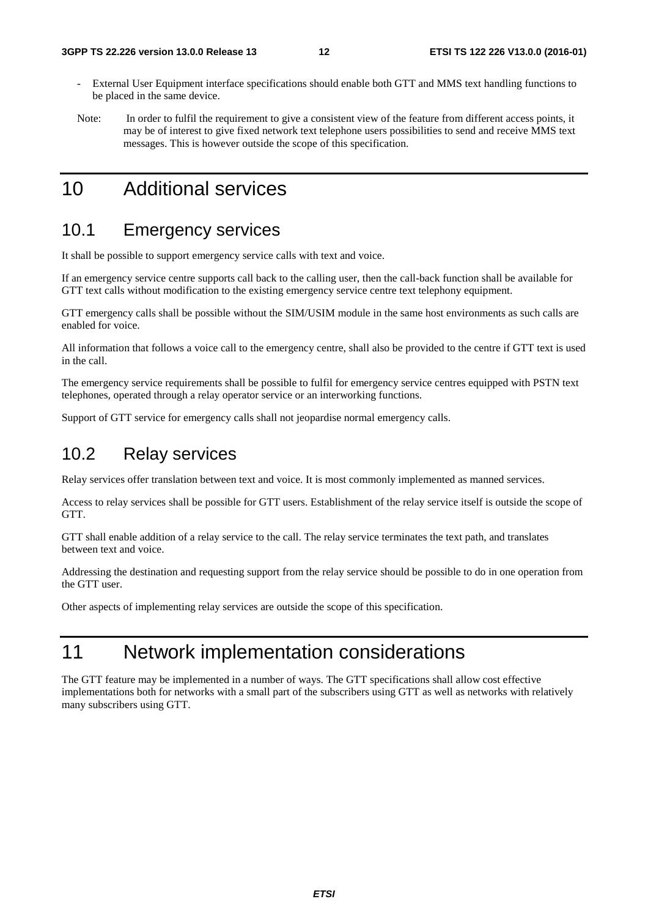- External User Equipment interface specifications should enable both GTT and MMS text handling functions to be placed in the same device.

Note: In order to fulfil the requirement to give a consistent view of the feature from different access points, it may be of interest to give fixed network text telephone users possibilities to send and receive MMS text messages. This is however outside the scope of this specification.

# 10 Additional services

## 10.1 Emergency services

It shall be possible to support emergency service calls with text and voice.

If an emergency service centre supports call back to the calling user, then the call-back function shall be available for GTT text calls without modification to the existing emergency service centre text telephony equipment.

GTT emergency calls shall be possible without the SIM/USIM module in the same host environments as such calls are enabled for voice.

All information that follows a voice call to the emergency centre, shall also be provided to the centre if GTT text is used in the call.

The emergency service requirements shall be possible to fulfil for emergency service centres equipped with PSTN text telephones, operated through a relay operator service or an interworking functions.

Support of GTT service for emergency calls shall not jeopardise normal emergency calls.

## 10.2 Relay services

Relay services offer translation between text and voice. It is most commonly implemented as manned services.

Access to relay services shall be possible for GTT users. Establishment of the relay service itself is outside the scope of GTT.

GTT shall enable addition of a relay service to the call. The relay service terminates the text path, and translates between text and voice.

Addressing the destination and requesting support from the relay service should be possible to do in one operation from the GTT user.

Other aspects of implementing relay services are outside the scope of this specification.

# 11 Network implementation considerations

The GTT feature may be implemented in a number of ways. The GTT specifications shall allow cost effective implementations both for networks with a small part of the subscribers using GTT as well as networks with relatively many subscribers using GTT.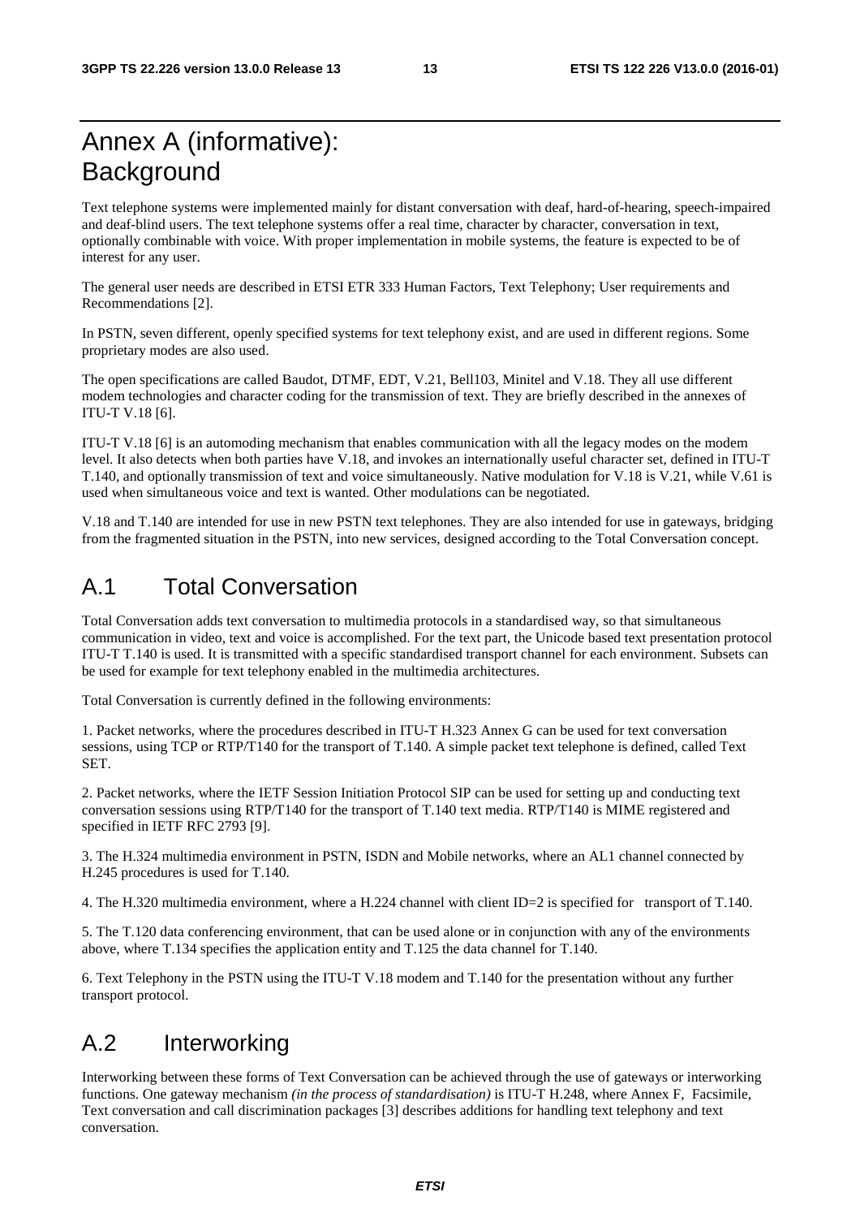# Annex A (informative): Background

Text telephone systems were implemented mainly for distant conversation with deaf, hard-of-hearing, speech-impaired and deaf-blind users. The text telephone systems offer a real time, character by character, conversation in text, optionally combinable with voice. With proper implementation in mobile systems, the feature is expected to be of interest for any user.

The general user needs are described in ETSI ETR 333 Human Factors, Text Telephony; User requirements and Recommendations [2].

In PSTN, seven different, openly specified systems for text telephony exist, and are used in different regions. Some proprietary modes are also used.

The open specifications are called Baudot, DTMF, EDT, V.21, Bell103, Minitel and V.18. They all use different modem technologies and character coding for the transmission of text. They are briefly described in the annexes of ITU-T V.18 [6].

ITU-T V.18 [6] is an automoding mechanism that enables communication with all the legacy modes on the modem level. It also detects when both parties have V.18, and invokes an internationally useful character set, defined in ITU-T T.140, and optionally transmission of text and voice simultaneously. Native modulation for V.18 is V.21, while V.61 is used when simultaneous voice and text is wanted. Other modulations can be negotiated.

V.18 and T.140 are intended for use in new PSTN text telephones. They are also intended for use in gateways, bridging from the fragmented situation in the PSTN, into new services, designed according to the Total Conversation concept.

## A.1 Total Conversation

Total Conversation adds text conversation to multimedia protocols in a standardised way, so that simultaneous communication in video, text and voice is accomplished. For the text part, the Unicode based text presentation protocol ITU-T T.140 is used. It is transmitted with a specific standardised transport channel for each environment. Subsets can be used for example for text telephony enabled in the multimedia architectures.

Total Conversation is currently defined in the following environments:

1. Packet networks, where the procedures described in ITU-T H.323 Annex G can be used for text conversation sessions, using TCP or RTP/T140 for the transport of T.140. A simple packet text telephone is defined, called Text SET.

2. Packet networks, where the IETF Session Initiation Protocol SIP can be used for setting up and conducting text conversation sessions using RTP/T140 for the transport of T.140 text media. RTP/T140 is MIME registered and specified in IETF RFC 2793 [9].

3. The H.324 multimedia environment in PSTN, ISDN and Mobile networks, where an AL1 channel connected by H.245 procedures is used for T.140.

4. The H.320 multimedia environment, where a H.224 channel with client ID=2 is specified for transport of T.140.

5. The T.120 data conferencing environment, that can be used alone or in conjunction with any of the environments above, where T.134 specifies the application entity and T.125 the data channel for T.140.

6. Text Telephony in the PSTN using the ITU-T V.18 modem and T.140 for the presentation without any further transport protocol.

## A.2 Interworking

Interworking between these forms of Text Conversation can be achieved through the use of gateways or interworking functions. One gateway mechanism *(in the process of standardisation)* is ITU-T H.248, where Annex F, Facsimile, Text conversation and call discrimination packages [3] describes additions for handling text telephony and text conversation.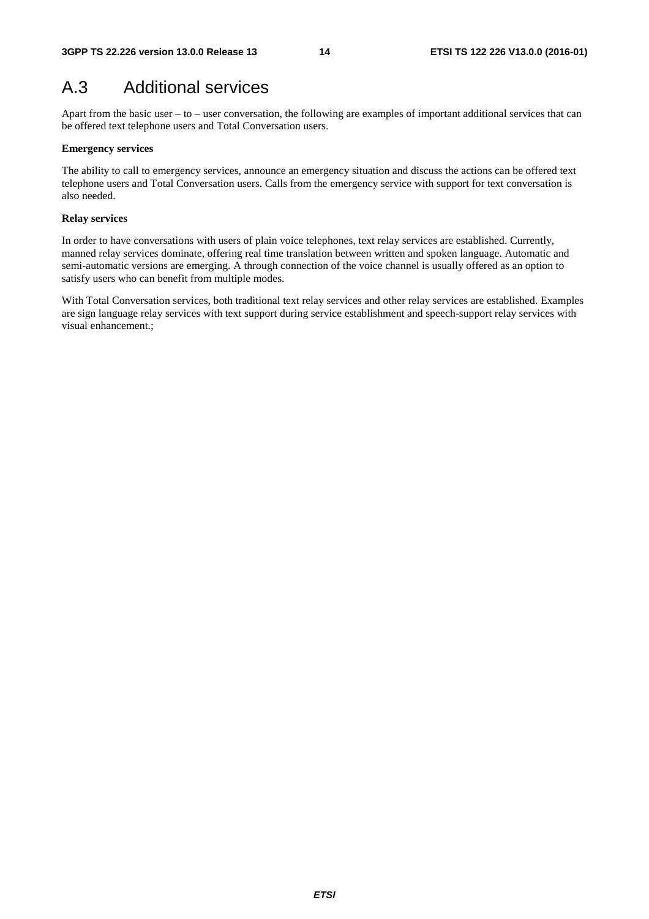# A.3 Additional services

Apart from the basic user – to – user conversation, the following are examples of important additional services that can be offered text telephone users and Total Conversation users.

**Emergency services**

The ability to call to emergency services, announce an emergency situation and discuss the actions can be offered text telephone users and Total Conversation users. Calls from the emergency service with support for text conversation is also needed.

**Relay services**

In order to have conversations with users of plain voice telephones, text relay services are established. Currently, manned relay services dominate, offering real time translation between written and spoken language. Automatic and semi-automatic versions are emerging. A through connection of the voice channel is usually offered as an option to satisfy users who can benefit from multiple modes.

With Total Conversation services, both traditional text relay services and other relay services are established. Examples are sign language relay services with text support during service establishment and speech-support relay services with visual enhancement.;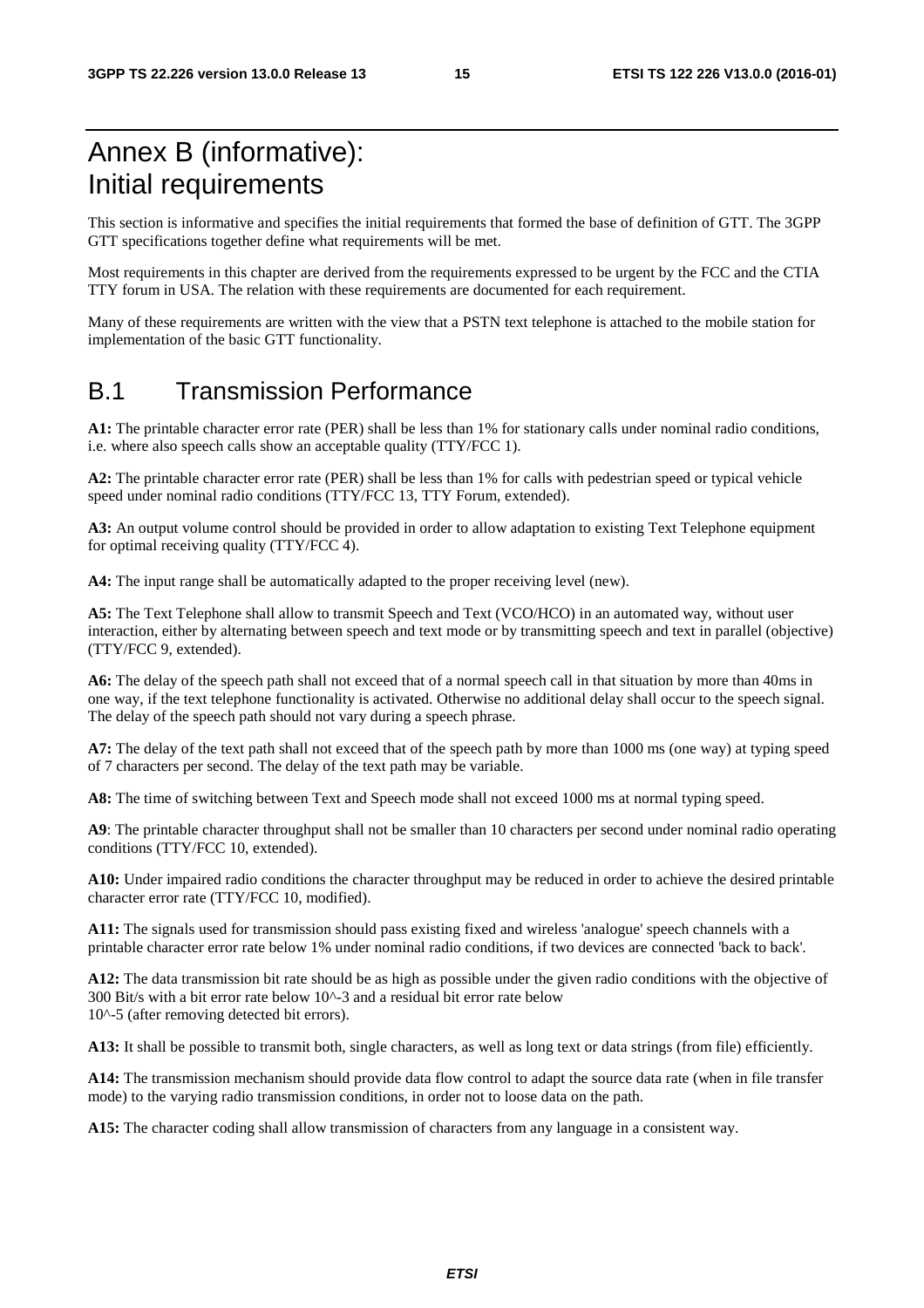# Annex B (informative): Initial requirements

This section is informative and specifies the initial requirements that formed the base of definition of GTT. The 3GPP GTT specifications together define what requirements will be met.

Most requirements in this chapter are derived from the requirements expressed to be urgent by the FCC and the CTIA TTY forum in USA. The relation with these requirements are documented for each requirement.

Many of these requirements are written with the view that a PSTN text telephone is attached to the mobile station for implementation of the basic GTT functionality.

## B.1 Transmission Performance

**A1:** The printable character error rate (PER) shall be less than 1% for stationary calls under nominal radio conditions, i.e. where also speech calls show an acceptable quality (TTY/FCC 1).

**A2:** The printable character error rate (PER) shall be less than 1% for calls with pedestrian speed or typical vehicle speed under nominal radio conditions (TTY/FCC 13, TTY Forum, extended).

**A3:** An output volume control should be provided in order to allow adaptation to existing Text Telephone equipment for optimal receiving quality (TTY/FCC 4).

**A4:** The input range shall be automatically adapted to the proper receiving level (new).

**A5:** The Text Telephone shall allow to transmit Speech and Text (VCO/HCO) in an automated way, without user interaction, either by alternating between speech and text mode or by transmitting speech and text in parallel (objective) (TTY/FCC 9, extended).

**A6:** The delay of the speech path shall not exceed that of a normal speech call in that situation by more than 40ms in one way, if the text telephone functionality is activated. Otherwise no additional delay shall occur to the speech signal. The delay of the speech path should not vary during a speech phrase.

**A7:** The delay of the text path shall not exceed that of the speech path by more than 1000 ms (one way) at typing speed of 7 characters per second. The delay of the text path may be variable.

**A8:** The time of switching between Text and Speech mode shall not exceed 1000 ms at normal typing speed.

**A9**: The printable character throughput shall not be smaller than 10 characters per second under nominal radio operating conditions (TTY/FCC 10, extended).

**A10:** Under impaired radio conditions the character throughput may be reduced in order to achieve the desired printable character error rate (TTY/FCC 10, modified).

**A11:** The signals used for transmission should pass existing fixed and wireless 'analogue' speech channels with a printable character error rate below 1% under nominal radio conditions, if two devices are connected 'back to back'.

**A12:** The data transmission bit rate should be as high as possible under the given radio conditions with the objective of 300 Bit/s with a bit error rate below $10^{-3}$ and a residual bit error rate below $10^{-5}$ (after removing detected bit errors).

**A13:** It shall be possible to transmit both, single characters, as well as long text or data strings (from file) efficiently.

**A14:** The transmission mechanism should provide data flow control to adapt the source data rate (when in file transfer mode) to the varying radio transmission conditions, in order not to loose data on the path.

**A15:** The character coding shall allow transmission of characters from any language in a consistent way.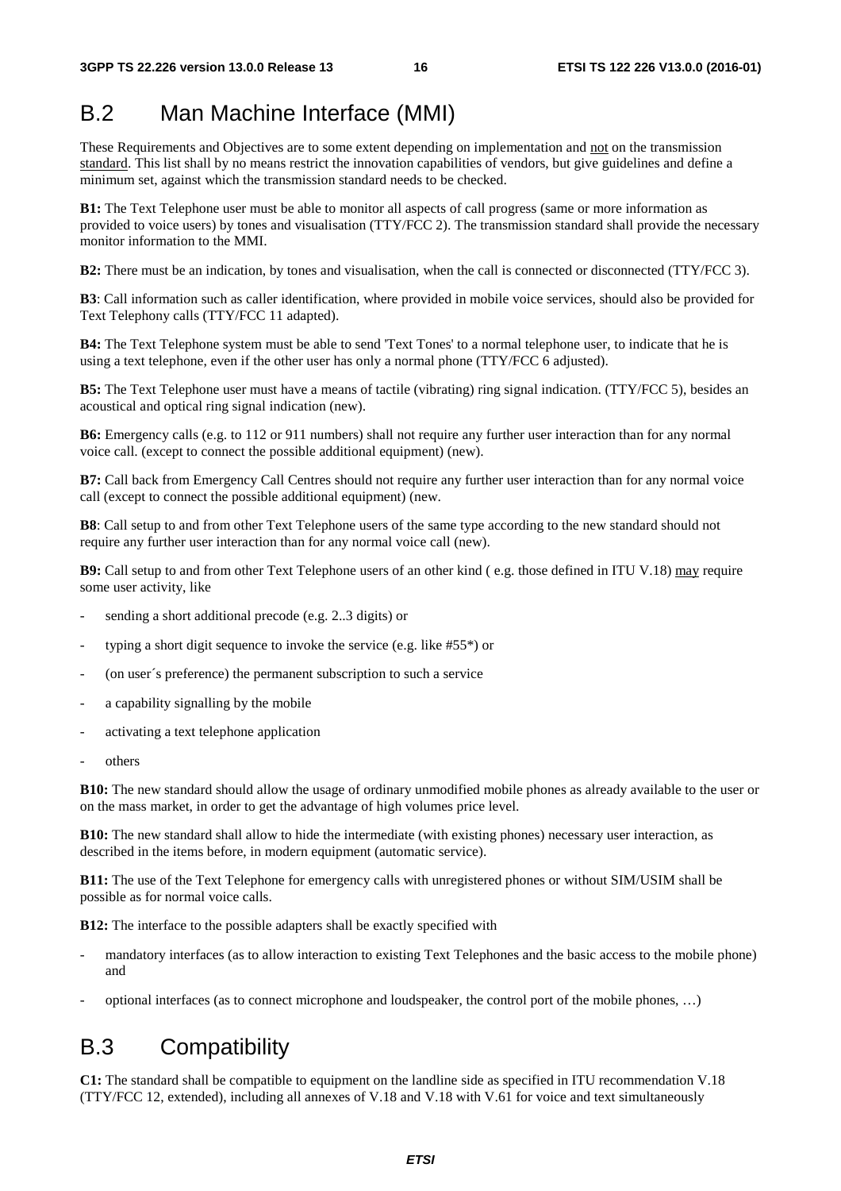## B.2 Man Machine Interface (MMI)

These Requirements and Objectives are to some extent depending on implementation and not on the transmission standard. This list shall by no means restrict the innovation capabilities of vendors, but give guidelines and define a minimum set, against which the transmission standard needs to be checked.

**B1:** The Text Telephone user must be able to monitor all aspects of call progress (same or more information as provided to voice users) by tones and visualisation (TTY/FCC 2). The transmission standard shall provide the necessary monitor information to the MMI.

**B2:** There must be an indication, by tones and visualisation, when the call is connected or disconnected (TTY/FCC 3).

**B3**: Call information such as caller identification, where provided in mobile voice services, should also be provided for Text Telephony calls (TTY/FCC 11 adapted).

**B4:** The Text Telephone system must be able to send 'Text Tones' to a normal telephone user, to indicate that he is using a text telephone, even if the other user has only a normal phone (TTY/FCC 6 adjusted).

**B5:** The Text Telephone user must have a means of tactile (vibrating) ring signal indication. (TTY/FCC 5), besides an acoustical and optical ring signal indication (new).

**B6:** Emergency calls (e.g. to 112 or 911 numbers) shall not require any further user interaction than for any normal voice call. (except to connect the possible additional equipment) (new).

**B7:** Call back from Emergency Call Centres should not require any further user interaction than for any normal voice call (except to connect the possible additional equipment) (new.

**B8**: Call setup to and from other Text Telephone users of the same type according to the new standard should not require any further user interaction than for any normal voice call (new).

**B9:** Call setup to and from other Text Telephone users of an other kind ( e.g. those defined in ITU V.18) may require some user activity, like

- sending a short additional precode (e.g. 2..3 digits) or
- typing a short digit sequence to invoke the service (e.g. like #55*) or
- (on user´s preference) the permanent subscription to such a service
- a capability signalling by the mobile
- activating a text telephone application
- others

**B10:** The new standard should allow the usage of ordinary unmodified mobile phones as already available to the user or on the mass market, in order to get the advantage of high volumes price level.

**B10:** The new standard shall allow to hide the intermediate (with existing phones) necessary user interaction, as described in the items before, in modern equipment (automatic service).

**B11:** The use of the Text Telephone for emergency calls with unregistered phones or without SIM/USIM shall be possible as for normal voice calls.

**B12:** The interface to the possible adapters shall be exactly specified with

- mandatory interfaces (as to allow interaction to existing Text Telephones and the basic access to the mobile phone) and
- optional interfaces (as to connect microphone and loudspeaker, the control port of the mobile phones, …)

## B.3 Compatibility

**C1:** The standard shall be compatible to equipment on the landline side as specified in ITU recommendation V.18 (TTY/FCC 12, extended), including all annexes of V.18 and V.18 with V.61 for voice and text simultaneously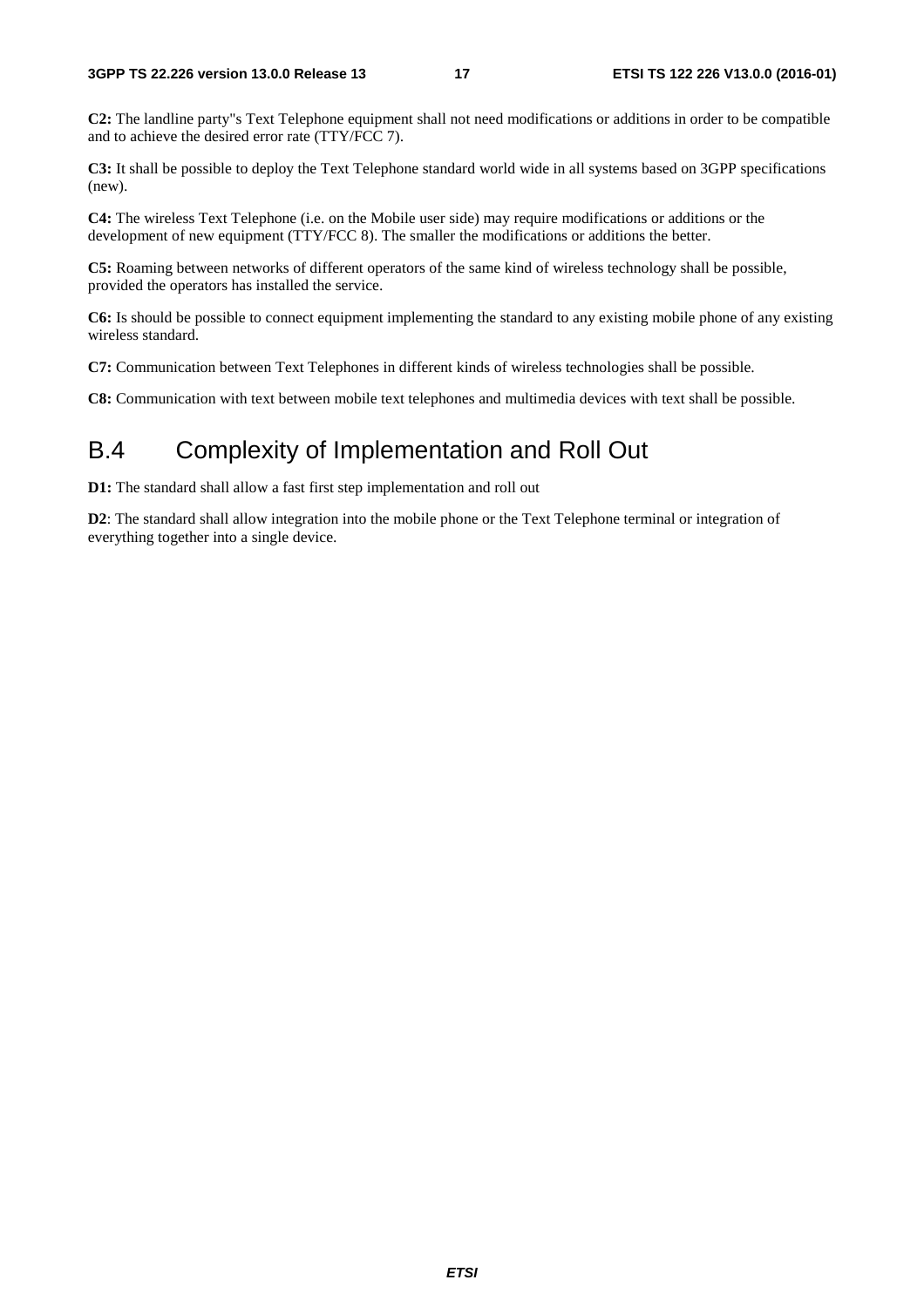**C2:** The landline party"s Text Telephone equipment shall not need modifications or additions in order to be compatible and to achieve the desired error rate (TTY/FCC 7).

**C3:** It shall be possible to deploy the Text Telephone standard world wide in all systems based on 3GPP specifications (new).

**C4:** The wireless Text Telephone (i.e. on the Mobile user side) may require modifications or additions or the development of new equipment (TTY/FCC 8). The smaller the modifications or additions the better.

**C5:** Roaming between networks of different operators of the same kind of wireless technology shall be possible, provided the operators has installed the service.

**C6:** Is should be possible to connect equipment implementing the standard to any existing mobile phone of any existing wireless standard.

**C7:** Communication between Text Telephones in different kinds of wireless technologies shall be possible.

**C8:** Communication with text between mobile text telephones and multimedia devices with text shall be possible.

# B.4 Complexity of Implementation and Roll Out

**D1:** The standard shall allow a fast first step implementation and roll out

**D2**: The standard shall allow integration into the mobile phone or the Text Telephone terminal or integration of everything together into a single device.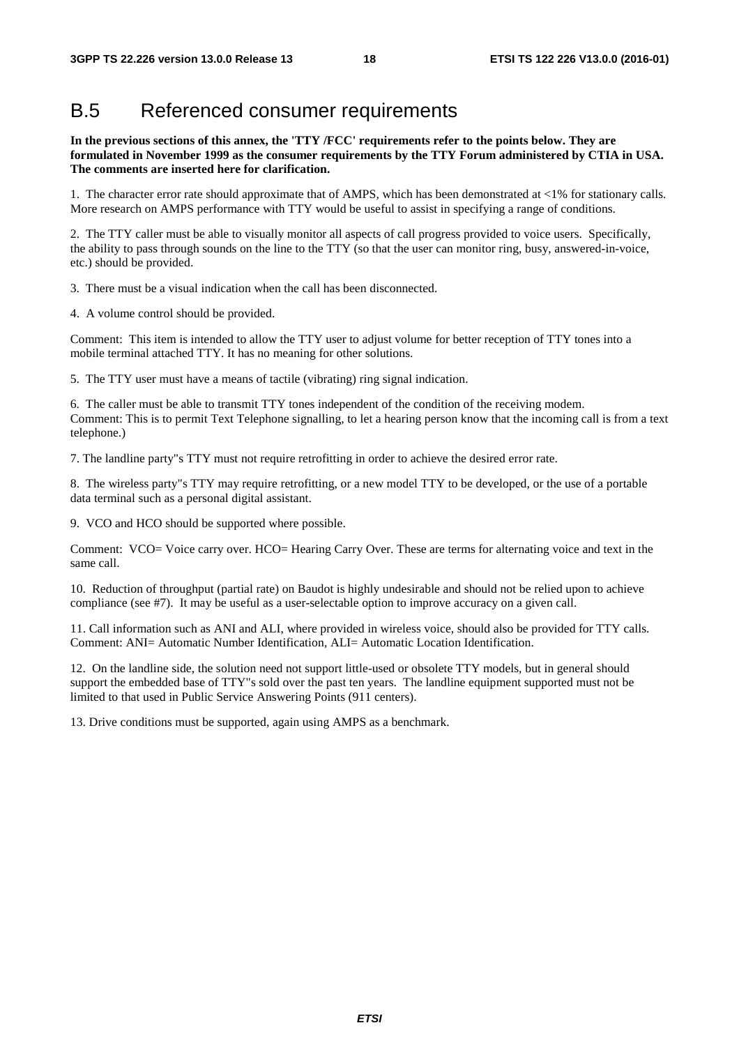# B.5 Referenced consumer requirements

**In the previous sections of this annex, the 'TTY /FCC' requirements refer to the points below. They are formulated in November 1999 as the consumer requirements by the TTY Forum administered by CTIA in USA. The comments are inserted here for clarification.**

1. The character error rate should approximate that of AMPS, which has been demonstrated at <1% for stationary calls. More research on AMPS performance with TTY would be useful to assist in specifying a range of conditions.

2. The TTY caller must be able to visually monitor all aspects of call progress provided to voice users. Specifically, the ability to pass through sounds on the line to the TTY (so that the user can monitor ring, busy, answered-in-voice, etc.) should be provided.

3. There must be a visual indication when the call has been disconnected.

4. A volume control should be provided.

Comment: This item is intended to allow the TTY user to adjust volume for better reception of TTY tones into a mobile terminal attached TTY. It has no meaning for other solutions.

5. The TTY user must have a means of tactile (vibrating) ring signal indication.

6. The caller must be able to transmit TTY tones independent of the condition of the receiving modem.
Comment: This is to permit Text Telephone signalling, to let a hearing person know that the incoming call is from a text telephone.)

7. The landline party"s TTY must not require retrofitting in order to achieve the desired error rate.

8. The wireless party"s TTY may require retrofitting, or a new model TTY to be developed, or the use of a portable data terminal such as a personal digital assistant.

9. VCO and HCO should be supported where possible.

Comment: VCO= Voice carry over. HCO= Hearing Carry Over. These are terms for alternating voice and text in the same call.

10. Reduction of throughput (partial rate) on Baudot is highly undesirable and should not be relied upon to achieve compliance (see #7). It may be useful as a user-selectable option to improve accuracy on a given call.

11. Call information such as ANI and ALI, where provided in wireless voice, should also be provided for TTY calls.
Comment: ANI= Automatic Number Identification, ALI= Automatic Location Identification.

12. On the landline side, the solution need not support little-used or obsolete TTY models, but in general should support the embedded base of TTY"s sold over the past ten years. The landline equipment supported must not be limited to that used in Public Service Answering Points (911 centers).

13. Drive conditions must be supported, again using AMPS as a benchmark.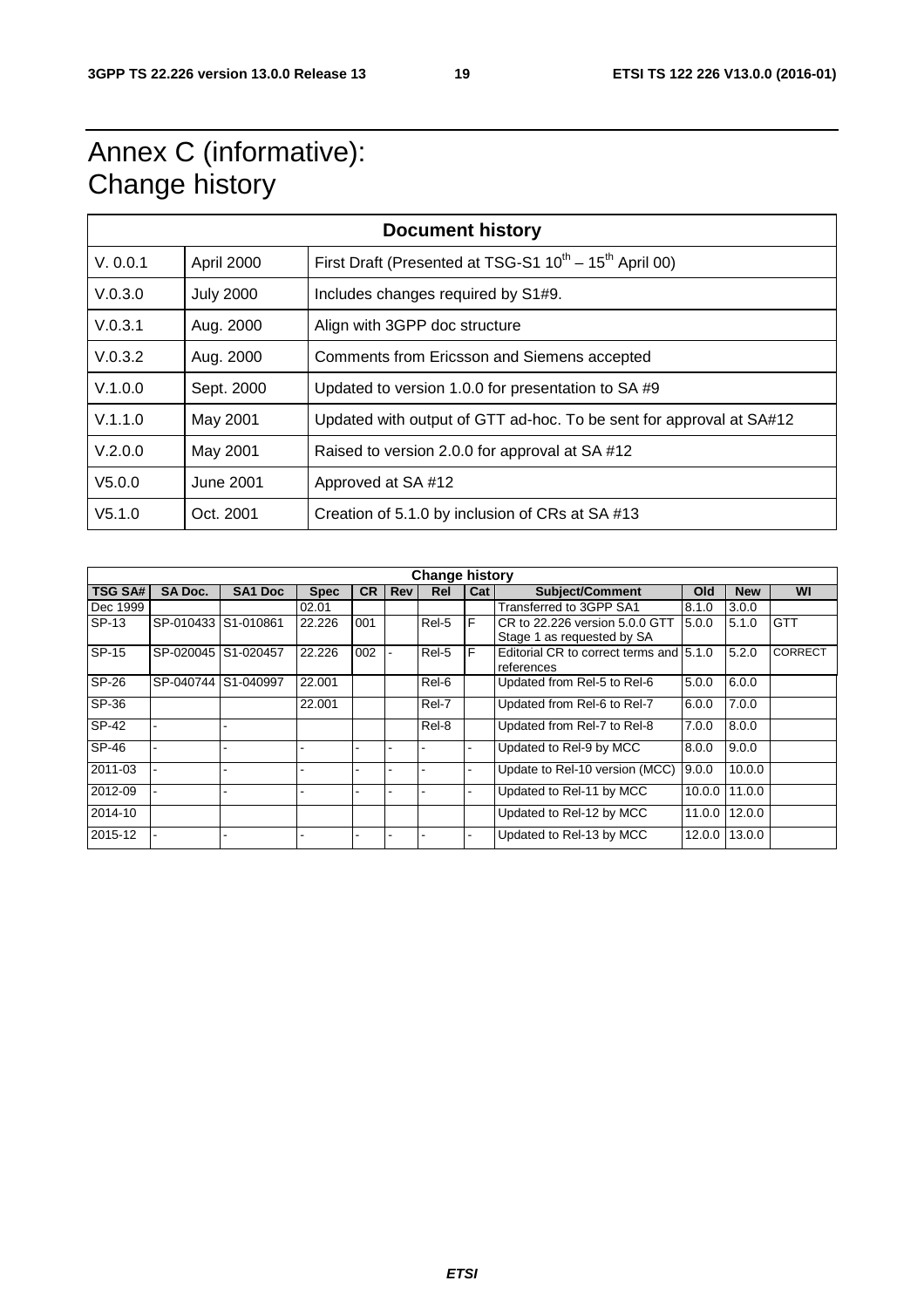# Annex C (informative): Change history

| Document history | | |
|---|---|---|
| V. 0.0.1 | April 2000 | First Draft (Presented at TSG-S1 $10^{th}$ – $15^{th}$ April 00) |
| V.0.3.0 | July 2000 | Includes changes required by S1#9. |
| V.0.3.1 | Aug. 2000 | Align with 3GPP doc structure |
| V.0.3.2 | Aug. 2000 | Comments from Ericsson and Siemens accepted |
| V.1.0.0 | Sept. 2000 | Updated to version 1.0.0 for presentation to SA #9 |
| V.1.1.0 | May 2001 | Updated with output of GTT ad-hoc. To be sent for approval at SA#12 |
| V.2.0.0 | May 2001 | Raised to version 2.0.0 for approval at SA #12 |
| V5.0.0 | June 2001 | Approved at SA #12 |
| V5.1.0 | Oct. 2001 | Creation of 5.1.0 by inclusion of CRs at SA #13 |

| Change history | | | | | | | | | | | |
|---|---|---|---|---|---|---|---|---|---|---|---|
| **TSG SA#** | **SA Doc.** | **SA1 Doc** | **Spec** | **CR** | **Rev** | **Rel** | **Cat** | **Subject/Comment** | **Old** | **New** | **WI** |
| Dec 1999 | | | 02.01 | | | | | Transferred to 3GPP SA1 | 8.1.0 | 3.0.0 | |
| SP-13 | SP-010433 | S1-010861 | 22.226 | 001 | | Rel-5 | F | CR to 22.226 version 5.0.0 GTT Stage 1 as requested by SA | 5.0.0 | 5.1.0 | GTT |
| SP-15 | SP-020045 | S1-020457 | 22.226 | 002 | - | Rel-5 | F | Editorial CR to correct terms and references | 5.1.0 | 5.2.0 | CORRECT |
| SP-26 | SP-040744 | S1-040997 | 22.001 | | | Rel-6 | | Updated from Rel-5 to Rel-6 | 5.0.0 | 6.0.0 | |
| SP-36 | | | 22.001 | | | Rel-7 | | Updated from Rel-6 to Rel-7 | 6.0.0 | 7.0.0 | |
| SP-42 | - | - | | | | Rel-8 | | Updated from Rel-7 to Rel-8 | 7.0.0 | 8.0.0 | |
| SP-46 | - | - | - | - | - | - | - | Updated to Rel-9 by MCC | 8.0.0 | 9.0.0 | |
| 2011-03 | - | - | - | - | - | - | - | Update to Rel-10 version (MCC) | 9.0.0 | 10.0.0 | |
| 2012-09 | - | - | - | - | - | - | - | Updated to Rel-11 by MCC | 10.0.0 | 11.0.0 | |
| 2014-10 | | | | | | | | Updated to Rel-12 by MCC | 11.0.0 | 12.0.0 | |
| 2015-12 | - | - | - | - | - | - | - | Updated to Rel-13 by MCC | 12.0.0 | 13.0.0 | |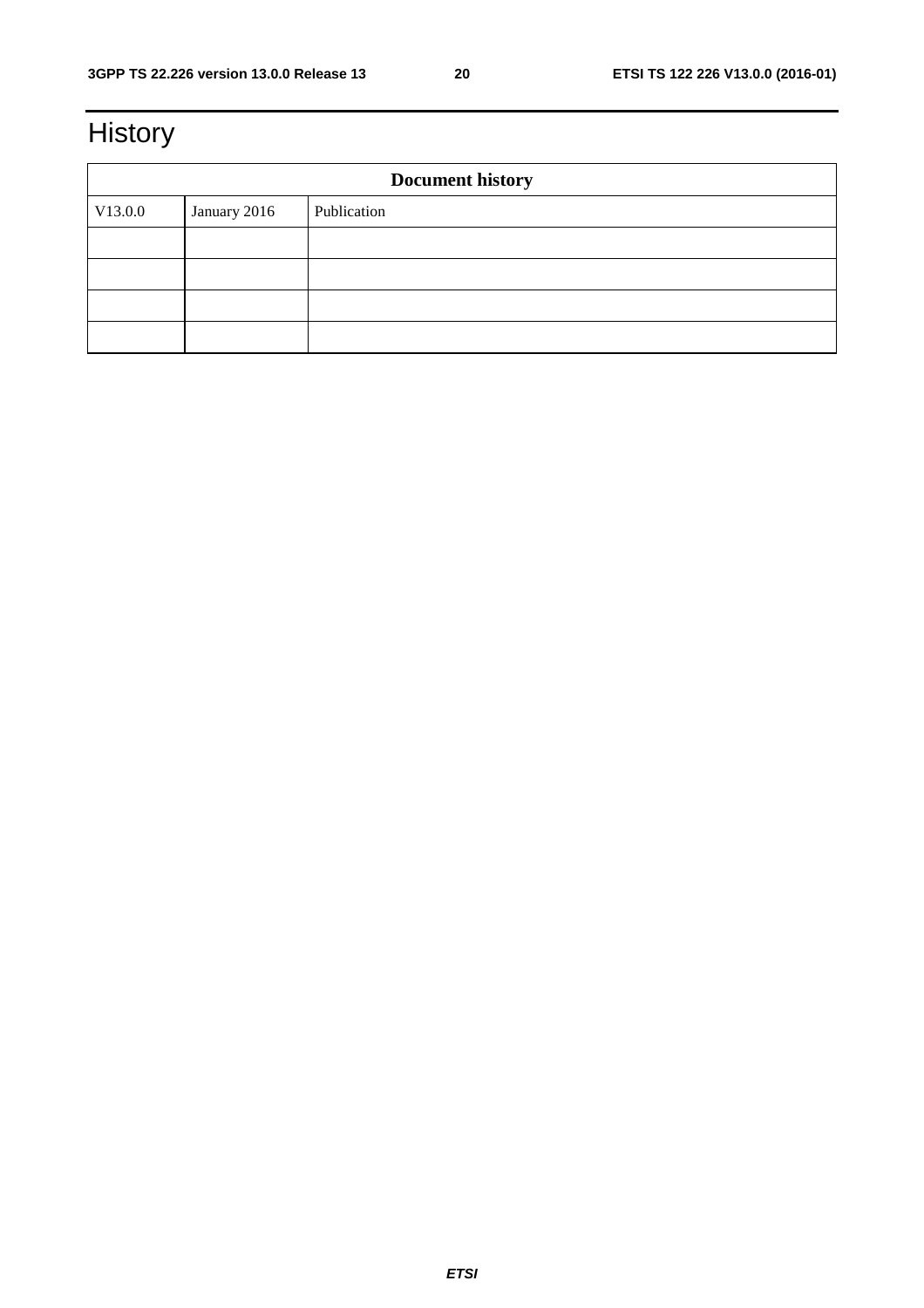# History

| Document history | | |
|---|---|---|
| V13.0.0 | January 2016 | Publication |
| | | |
| | | |
| | | |
| | | |